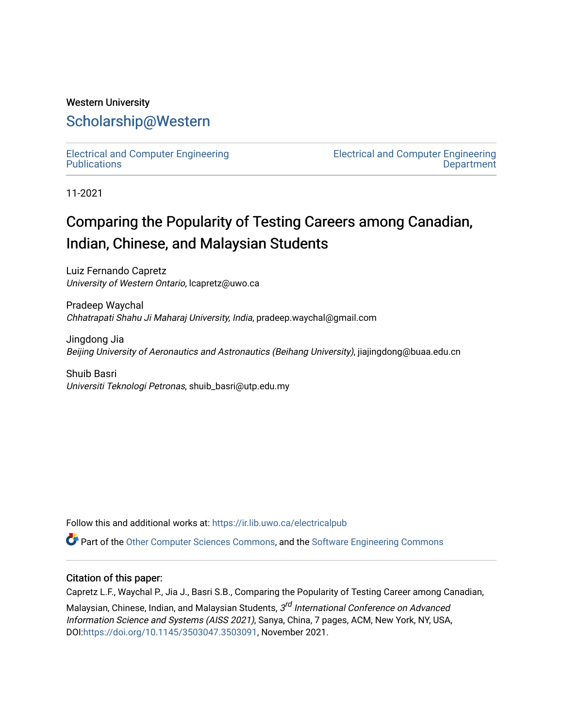Western University

# Scholarship@Western

Electrical and Computer Engineering Publications

Electrical and Computer Engineering Department

11-2021

# Comparing the Popularity of Testing Careers among Canadian, Indian, Chinese, and Malaysian Students

Luiz Fernando Capretz
*University of Western Ontario*, lcapretz@uwo.ca

Pradeep Waychal
*Chhatrapati Shahu Ji Maharaj University, India*, pradeep.waychal@gmail.com

Jingdong Jia
*Beijing University of Aeronautics and Astronautics (Beihang University)*, jiajingdong@buaa.edu.cn

Shuib Basri
*Universiti Teknologi Petronas*, shuib_basri@utp.edu.my

Follow this and additional works at: https://ir.lib.uwo.ca/electricalpub

Part of the Other Computer Sciences Commons, and the Software Engineering Commons

## Citation of this paper:

Capretz L.F., Waychal P., Jia J., Basri S.B., Comparing the Popularity of Testing Career among Canadian, Malaysian, Chinese, Indian, and Malaysian Students, *3rd International Conference on Advanced Information Science and Systems (AISS 2021)*, Sanya, China, 7 pages, ACM, New York, NY, USA, DOI:https://doi.org/10.1145/3503047.3503091, November 2021.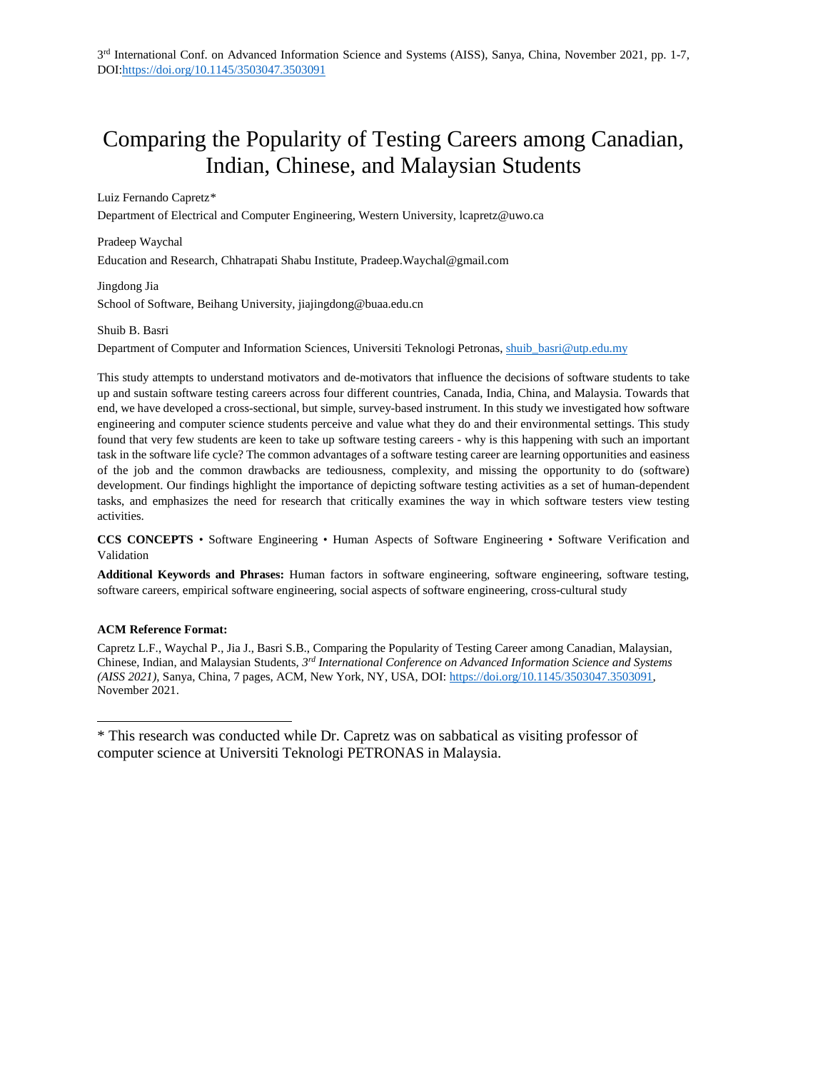3[rd] International Conf. on Advanced Information Science and Systems (AISS), Sanya, China, November 2021, pp. 1-7, DOI:https://doi.org/10.1145/3503047.3503091

# Comparing the Popularity of Testing Careers among Canadian, Indian, Chinese, and Malaysian Students

Luiz Fernando Capretz*

Department of Electrical and Computer Engineering, Western University, lcapretz@uwo.ca

Pradeep Waychal

Education and Research, Chhatrapati Shabu Institute, Pradeep.Waychal@gmail.com

Jingdong Jia

School of Software, Beihang University, jiajingdong@buaa.edu.cn

Shuib B. Basri

Department of Computer and Information Sciences, Universiti Teknologi Petronas, shuib_basri@utp.edu.my

This study attempts to understand motivators and de-motivators that influence the decisions of software students to take up and sustain software testing careers across four different countries, Canada, India, China, and Malaysia. Towards that end, we have developed a cross-sectional, but simple, survey-based instrument. In this study we investigated how software engineering and computer science students perceive and value what they do and their environmental settings. This study found that very few students are keen to take up software testing careers - why is this happening with such an important task in the software life cycle? The common advantages of a software testing career are learning opportunities and easiness of the job and the common drawbacks are tediousness, complexity, and missing the opportunity to do (software) development. Our findings highlight the importance of depicting software testing activities as a set of human-dependent tasks, and emphasizes the need for research that critically examines the way in which software testers view testing activities.

**CCS CONCEPTS** • Software Engineering • Human Aspects of Software Engineering • Software Verification and Validation

**Additional Keywords and Phrases:** Human factors in software engineering, software engineering, software testing, software careers, empirical software engineering, social aspects of software engineering, cross-cultural study

**ACM Reference Format:**

Capretz L.F., Waychal P., Jia J., Basri S.B., Comparing the Popularity of Testing Career among Canadian, Malaysian, Chinese, Indian, and Malaysian Students, *3[rd] International Conference on Advanced Information Science and Systems (AISS 2021)*, Sanya, China, 7 pages, ACM, New York, NY, USA, DOI: https://doi.org/10.1145/3503047.3503091, November 2021.

---

* This research was conducted while Dr. Capretz was on sabbatical as visiting professor of computer science at Universiti Teknologi PETRONAS in Malaysia.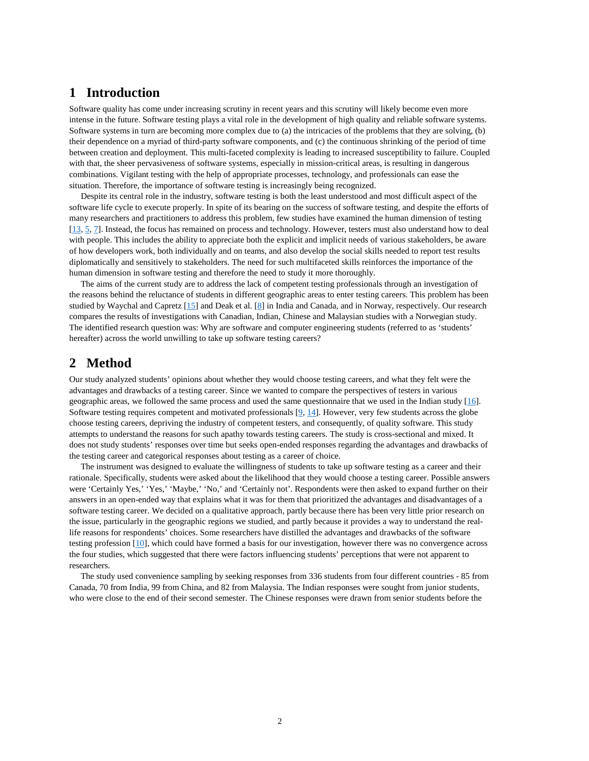# 1 Introduction

Software quality has come under increasing scrutiny in recent years and this scrutiny will likely become even more intense in the future. Software testing plays a vital role in the development of high quality and reliable software systems. Software systems in turn are becoming more complex due to (a) the intricacies of the problems that they are solving, (b) their dependence on a myriad of third-party software components, and (c) the continuous shrinking of the period of time between creation and deployment. This multi-faceted complexity is leading to increased susceptibility to failure. Coupled with that, the sheer pervasiveness of software systems, especially in mission-critical areas, is resulting in dangerous combinations. Vigilant testing with the help of appropriate processes, technology, and professionals can ease the situation. Therefore, the importance of software testing is increasingly being recognized.

Despite its central role in the industry, software testing is both the least understood and most difficult aspect of the software life cycle to execute properly. In spite of its bearing on the success of software testing, and despite the efforts of many researchers and practitioners to address this problem, few studies have examined the human dimension of testing [13, 5, 7]. Instead, the focus has remained on process and technology. However, testers must also understand how to deal with people. This includes the ability to appreciate both the explicit and implicit needs of various stakeholders, be aware of how developers work, both individually and on teams, and also develop the social skills needed to report test results diplomatically and sensitively to stakeholders. The need for such multifaceted skills reinforces the importance of the human dimension in software testing and therefore the need to study it more thoroughly.

The aims of the current study are to address the lack of competent testing professionals through an investigation of the reasons behind the reluctance of students in different geographic areas to enter testing careers. This problem has been studied by Waychal and Capretz [15] and Deak et al. [8] in India and Canada, and in Norway, respectively. Our research compares the results of investigations with Canadian, Indian, Chinese and Malaysian studies with a Norwegian study. The identified research question was: Why are software and computer engineering students (referred to as 'students' hereafter) across the world unwilling to take up software testing careers?

# 2 Method

Our study analyzed students' opinions about whether they would choose testing careers, and what they felt were the advantages and drawbacks of a testing career. Since we wanted to compare the perspectives of testers in various geographic areas, we followed the same process and used the same questionnaire that we used in the Indian study [16]. Software testing requires competent and motivated professionals [9, 14]. However, very few students across the globe choose testing careers, depriving the industry of competent testers, and consequently, of quality software. This study attempts to understand the reasons for such apathy towards testing careers. The study is cross-sectional and mixed. It does not study students' responses over time but seeks open-ended responses regarding the advantages and drawbacks of the testing career and categorical responses about testing as a career of choice.

The instrument was designed to evaluate the willingness of students to take up software testing as a career and their rationale. Specifically, students were asked about the likelihood that they would choose a testing career. Possible answers were 'Certainly Yes,' 'Yes,' 'Maybe,' 'No,' and 'Certainly not'. Respondents were then asked to expand further on their answers in an open-ended way that explains what it was for them that prioritized the advantages and disadvantages of a software testing career. We decided on a qualitative approach, partly because there has been very little prior research on the issue, particularly in the geographic regions we studied, and partly because it provides a way to understand the real-life reasons for respondents' choices. Some researchers have distilled the advantages and drawbacks of the software testing profession [10], which could have formed a basis for our investigation, however there was no convergence across the four studies, which suggested that there were factors influencing students' perceptions that were not apparent to researchers.

The study used convenience sampling by seeking responses from 336 students from four different countries - 85 from Canada, 70 from India, 99 from China, and 82 from Malaysia. The Indian responses were sought from junior students, who were close to the end of their second semester. The Chinese responses were drawn from senior students before the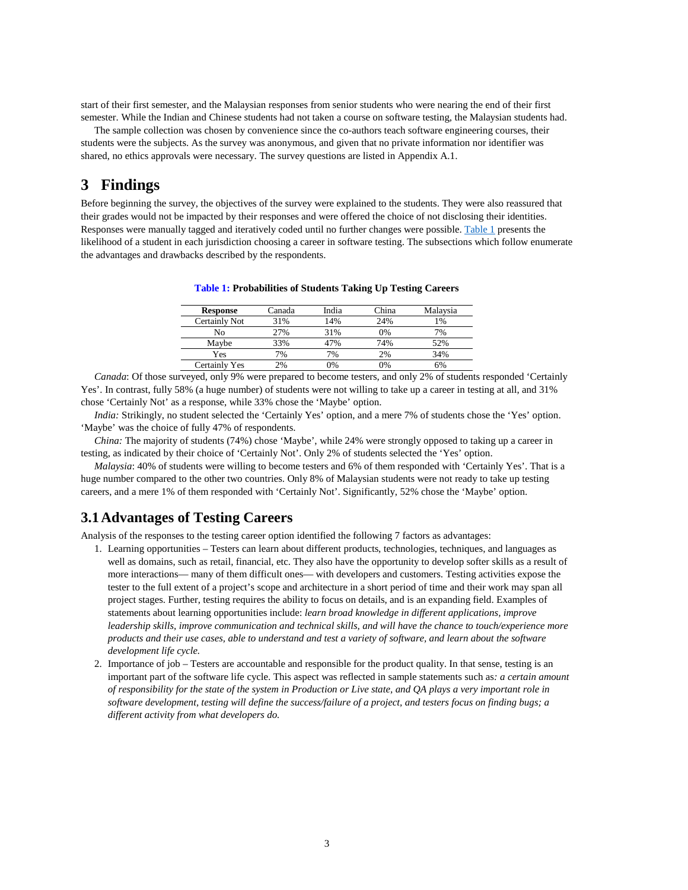start of their first semester, and the Malaysian responses from senior students who were nearing the end of their first semester. While the Indian and Chinese students had not taken a course on software testing, the Malaysian students had.

The sample collection was chosen by convenience since the co-authors teach software engineering courses, their students were the subjects. As the survey was anonymous, and given that no private information nor identifier was shared, no ethics approvals were necessary. The survey questions are listed in Appendix A.1.

# 3 Findings

Before beginning the survey, the objectives of the survey were explained to the students. They were also reassured that their grades would not be impacted by their responses and were offered the choice of not disclosing their identities. Responses were manually tagged and iteratively coded until no further changes were possible. Table 1 presents the likelihood of a student in each jurisdiction choosing a career in software testing. The subsections which follow enumerate the advantages and drawbacks described by the respondents.

**Table 1: Probabilities of Students Taking Up Testing Careers**

| **Response** | Canada | India | China | Malaysia |
|---|---|---|---|---|
| Certainly Not | 31% | 14% | 24% | 1% |
| No | 27% | 31% | 0% | 7% |
| Maybe | 33% | 47% | 74% | 52% |
| Yes | 7% | 7% | 2% | 34% |
| Certainly Yes | 2% | 0% | 0% | 6% |

*Canada*: Of those surveyed, only 9% were prepared to become testers, and only 2% of students responded 'Certainly Yes'. In contrast, fully 58% (a huge number) of students were not willing to take up a career in testing at all, and 31% chose 'Certainly Not' as a response, while 33% chose the 'Maybe' option.

*India:* Strikingly, no student selected the 'Certainly Yes' option, and a mere 7% of students chose the 'Yes' option. 'Maybe' was the choice of fully 47% of respondents.

*China:* The majority of students (74%) chose 'Maybe', while 24% were strongly opposed to taking up a career in testing, as indicated by their choice of 'Certainly Not'. Only 2% of students selected the 'Yes' option.

*Malaysia*: 40% of students were willing to become testers and 6% of them responded with 'Certainly Yes'. That is a huge number compared to the other two countries. Only 8% of Malaysian students were not ready to take up testing careers, and a mere 1% of them responded with 'Certainly Not'. Significantly, 52% chose the 'Maybe' option.

## 3.1 Advantages of Testing Careers

Analysis of the responses to the testing career option identified the following 7 factors as advantages:

1. Learning opportunities – Testers can learn about different products, technologies, techniques, and languages as well as domains, such as retail, financial, etc. They also have the opportunity to develop softer skills as a result of more interactions— many of them difficult ones— with developers and customers. Testing activities expose the tester to the full extent of a project's scope and architecture in a short period of time and their work may span all project stages. Further, testing requires the ability to focus on details, and is an expanding field. Examples of statements about learning opportunities include: *learn broad knowledge in different applications, improve leadership skills, improve communication and technical skills, and will have the chance to touch/experience more products and their use cases, able to understand and test a variety of software, and learn about the software development life cycle.*
2. Importance of job – Testers are accountable and responsible for the product quality. In that sense, testing is an important part of the software life cycle. This aspect was reflected in sample statements such as*: a certain amount of responsibility for the state of the system in Production or Live state, and QA plays a very important role in software development, testing will define the success/failure of a project, and testers focus on finding bugs; a different activity from what developers do.*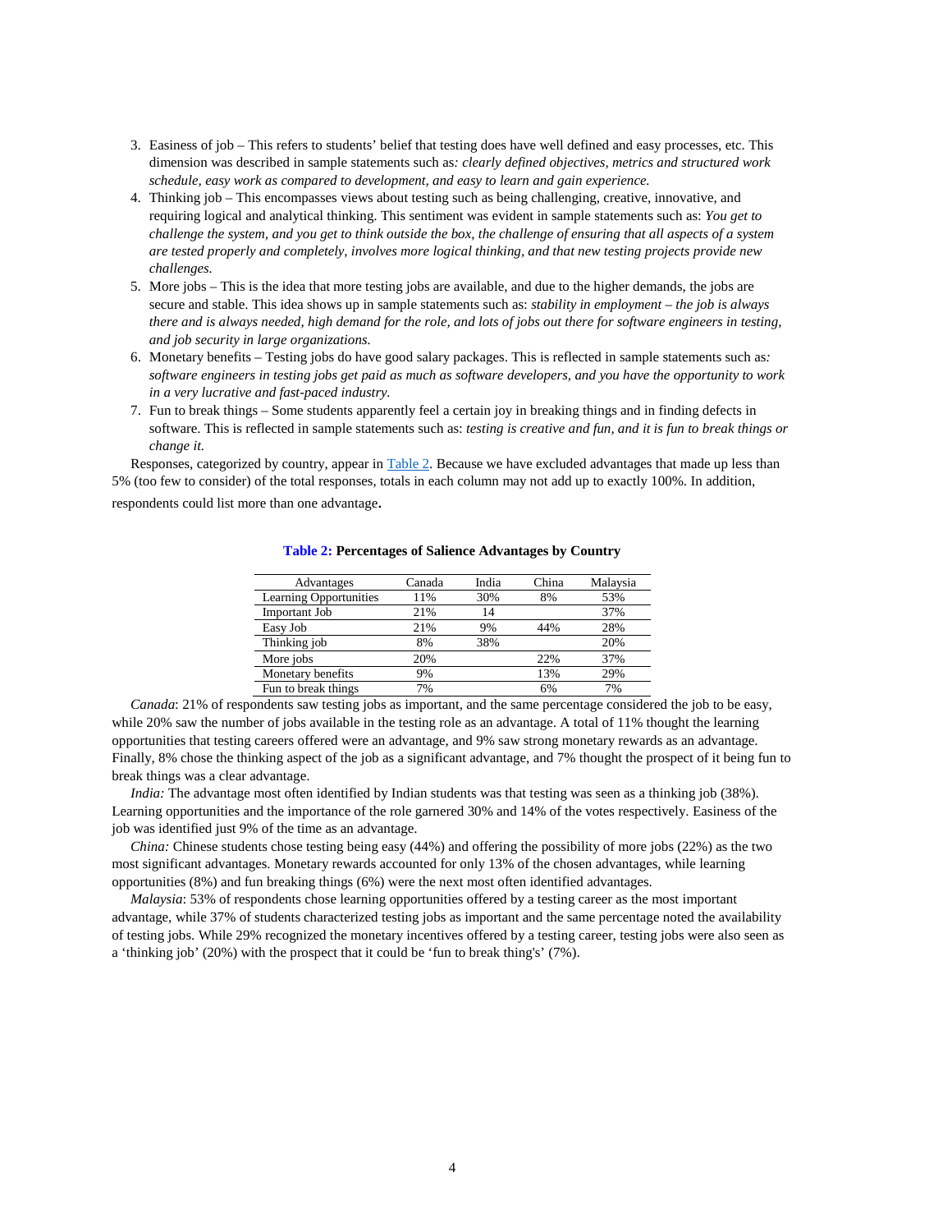3. Easiness of job – This refers to students' belief that testing does have well defined and easy processes, etc. This dimension was described in sample statements such as*: clearly defined objectives, metrics and structured work schedule, easy work as compared to development, and easy to learn and gain experience.*
4. Thinking job – This encompasses views about testing such as being challenging, creative, innovative, and requiring logical and analytical thinking. This sentiment was evident in sample statements such as: *You get to challenge the system, and you get to think outside the box, the challenge of ensuring that all aspects of a system are tested properly and completely, involves more logical thinking, and that new testing projects provide new challenges.*
5. More jobs – This is the idea that more testing jobs are available, and due to the higher demands, the jobs are secure and stable. This idea shows up in sample statements such as: *stability in employment – the job is always there and is always needed, high demand for the role, and lots of jobs out there for software engineers in testing, and job security in large organizations.*
6. Monetary benefits – Testing jobs do have good salary packages. This is reflected in sample statements such as*: software engineers in testing jobs get paid as much as software developers, and you have the opportunity to work in a very lucrative and fast-paced industry.*
7. Fun to break things – Some students apparently feel a certain joy in breaking things and in finding defects in software. This is reflected in sample statements such as: *testing is creative and fun, and it is fun to break things or change it.*

Responses, categorized by country, appear in Table 2. Because we have excluded advantages that made up less than 5% (too few to consider) of the total responses, totals in each column may not add up to exactly 100%. In addition, respondents could list more than one advantage**.**

**Table 2: Percentages of Salience Advantages by Country**

| Advantages | Canada | India | China | Malaysia |
|---|---|---|---|---|
| Learning Opportunities | 11% | 30% | 8% | 53% |
| Important Job | 21% | 14 | | 37% |
| Easy Job | 21% | 9% | 44% | 28% |
| Thinking job | 8% | 38% | | 20% |
| More jobs | 20% | | 22% | 37% |
| Monetary benefits | 9% | | 13% | 29% |
| Fun to break things | 7% | | 6% | 7% |

*Canada*: 21% of respondents saw testing jobs as important, and the same percentage considered the job to be easy, while 20% saw the number of jobs available in the testing role as an advantage. A total of 11% thought the learning opportunities that testing careers offered were an advantage, and 9% saw strong monetary rewards as an advantage. Finally, 8% chose the thinking aspect of the job as a significant advantage, and 7% thought the prospect of it being fun to break things was a clear advantage.

*India:* The advantage most often identified by Indian students was that testing was seen as a thinking job (38%). Learning opportunities and the importance of the role garnered 30% and 14% of the votes respectively. Easiness of the job was identified just 9% of the time as an advantage.

*China:* Chinese students chose testing being easy (44%) and offering the possibility of more jobs (22%) as the two most significant advantages. Monetary rewards accounted for only 13% of the chosen advantages, while learning opportunities (8%) and fun breaking things (6%) were the next most often identified advantages.

*Malaysia*: 53% of respondents chose learning opportunities offered by a testing career as the most important advantage, while 37% of students characterized testing jobs as important and the same percentage noted the availability of testing jobs. While 29% recognized the monetary incentives offered by a testing career, testing jobs were also seen as a 'thinking job' (20%) with the prospect that it could be 'fun to break thing's' (7%).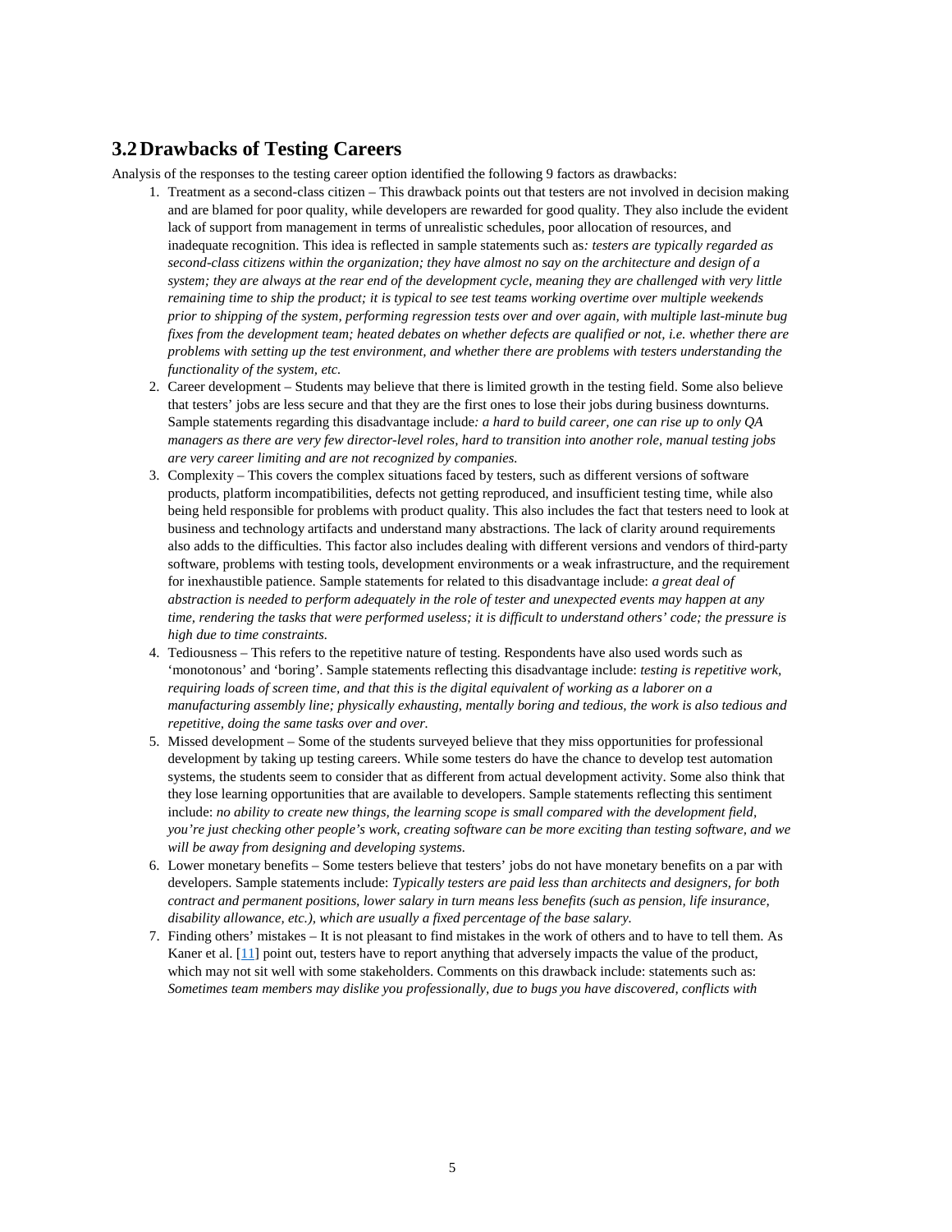## 3.2 Drawbacks of Testing Careers

Analysis of the responses to the testing career option identified the following 9 factors as drawbacks:

1. Treatment as a second-class citizen – This drawback points out that testers are not involved in decision making and are blamed for poor quality, while developers are rewarded for good quality. They also include the evident lack of support from management in terms of unrealistic schedules, poor allocation of resources, and inadequate recognition. This idea is reflected in sample statements such as*: testers are typically regarded as second-class citizens within the organization; they have almost no say on the architecture and design of a system; they are always at the rear end of the development cycle, meaning they are challenged with very little remaining time to ship the product; it is typical to see test teams working overtime over multiple weekends prior to shipping of the system, performing regression tests over and over again, with multiple last-minute bug fixes from the development team; heated debates on whether defects are qualified or not, i.e. whether there are problems with setting up the test environment, and whether there are problems with testers understanding the functionality of the system, etc.*
2. Career development – Students may believe that there is limited growth in the testing field. Some also believe that testers' jobs are less secure and that they are the first ones to lose their jobs during business downturns. Sample statements regarding this disadvantage include*: a hard to build career, one can rise up to only QA managers as there are very few director-level roles, hard to transition into another role, manual testing jobs are very career limiting and are not recognized by companies.*
3. Complexity – This covers the complex situations faced by testers, such as different versions of software products, platform incompatibilities, defects not getting reproduced, and insufficient testing time, while also being held responsible for problems with product quality. This also includes the fact that testers need to look at business and technology artifacts and understand many abstractions. The lack of clarity around requirements also adds to the difficulties. This factor also includes dealing with different versions and vendors of third-party software, problems with testing tools, development environments or a weak infrastructure, and the requirement for inexhaustible patience. Sample statements for related to this disadvantage include: *a great deal of abstraction is needed to perform adequately in the role of tester and unexpected events may happen at any time, rendering the tasks that were performed useless; it is difficult to understand others' code; the pressure is high due to time constraints.*
4. Tediousness – This refers to the repetitive nature of testing. Respondents have also used words such as 'monotonous' and 'boring'. Sample statements reflecting this disadvantage include: *testing is repetitive work, requiring loads of screen time, and that this is the digital equivalent of working as a laborer on a manufacturing assembly line; physically exhausting, mentally boring and tedious, the work is also tedious and repetitive, doing the same tasks over and over.*
5. Missed development – Some of the students surveyed believe that they miss opportunities for professional development by taking up testing careers. While some testers do have the chance to develop test automation systems, the students seem to consider that as different from actual development activity. Some also think that they lose learning opportunities that are available to developers. Sample statements reflecting this sentiment include: *no ability to create new things, the learning scope is small compared with the development field, you're just checking other people's work, creating software can be more exciting than testing software, and we will be away from designing and developing systems.*
6. Lower monetary benefits – Some testers believe that testers' jobs do not have monetary benefits on a par with developers. Sample statements include: *Typically testers are paid less than architects and designers, for both contract and permanent positions, lower salary in turn means less benefits (such as pension, life insurance, disability allowance, etc.), which are usually a fixed percentage of the base salary.*
7. Finding others' mistakes – It is not pleasant to find mistakes in the work of others and to have to tell them. As Kaner et al. [11] point out, testers have to report anything that adversely impacts the value of the product, which may not sit well with some stakeholders. Comments on this drawback include: statements such as: *Sometimes team members may dislike you professionally, due to bugs you have discovered, conflicts with*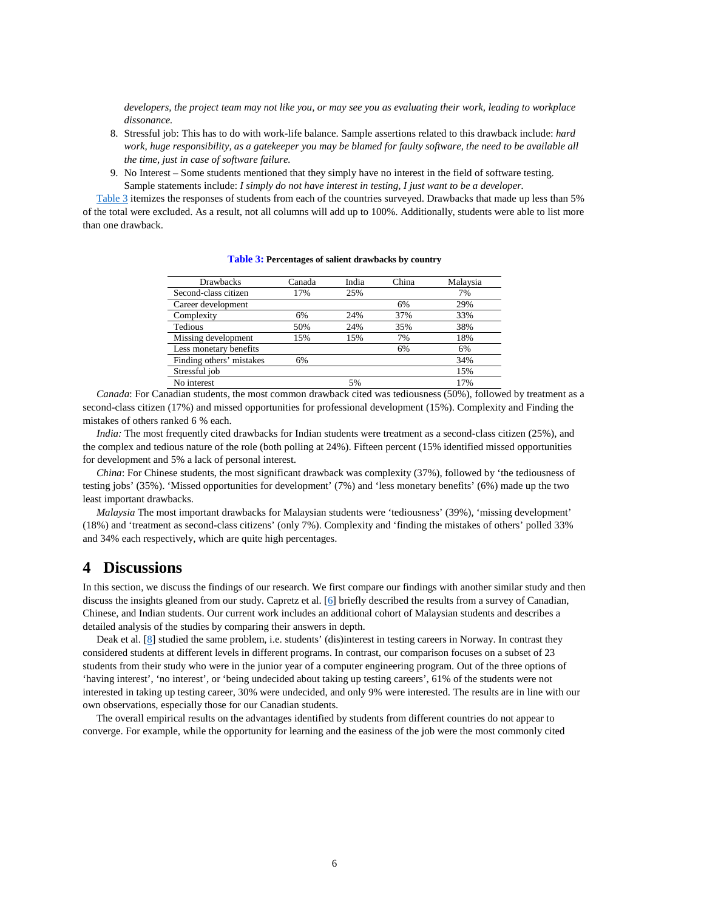*developers, the project team may not like you, or may see you as evaluating their work, leading to workplace dissonance.*

8. Stressful job: This has to do with work-life balance. Sample assertions related to this drawback include: *hard work, huge responsibility, as a gatekeeper you may be blamed for faulty software, the need to be available all the time, just in case of software failure.*
9. No Interest – Some students mentioned that they simply have no interest in the field of software testing. Sample statements include: *I simply do not have interest in testing, I just want to be a developer.*

Table 3 itemizes the responses of students from each of the countries surveyed. Drawbacks that made up less than 5% of the total were excluded. As a result, not all columns will add up to 100%. Additionally, students were able to list more than one drawback.

**Table 3: Percentages of salient drawbacks by country**

| Drawbacks | Canada | India | China | Malaysia |
|---|---|---|---|---|
| Second-class citizen | 17% | 25% | | 7% |
| Career development | | | 6% | 29% |
| Complexity | 6% | 24% | 37% | 33% |
| Tedious | 50% | 24% | 35% | 38% |
| Missing development | 15% | 15% | 7% | 18% |
| Less monetary benefits | | | 6% | 6% |
| Finding others' mistakes | 6% | | | 34% |
| Stressful job | | | | 15% |
| No interest | | 5% | | 17% |

*Canada*: For Canadian students, the most common drawback cited was tediousness (50%), followed by treatment as a second-class citizen (17%) and missed opportunities for professional development (15%). Complexity and Finding the mistakes of others ranked 6 % each.

*India:* The most frequently cited drawbacks for Indian students were treatment as a second-class citizen (25%), and the complex and tedious nature of the role (both polling at 24%). Fifteen percent (15% identified missed opportunities for development and 5% a lack of personal interest.

*China*: For Chinese students, the most significant drawback was complexity (37%), followed by 'the tediousness of testing jobs' (35%). 'Missed opportunities for development' (7%) and 'less monetary benefits' (6%) made up the two least important drawbacks.

*Malaysia* The most important drawbacks for Malaysian students were 'tediousness' (39%), 'missing development' (18%) and 'treatment as second-class citizens' (only 7%). Complexity and 'finding the mistakes of others' polled 33% and 34% each respectively, which are quite high percentages.

# 4 Discussions

In this section, we discuss the findings of our research. We first compare our findings with another similar study and then discuss the insights gleaned from our study. Capretz et al. [6] briefly described the results from a survey of Canadian, Chinese, and Indian students. Our current work includes an additional cohort of Malaysian students and describes a detailed analysis of the studies by comparing their answers in depth.

Deak et al. [8] studied the same problem, i.e. students' (dis)interest in testing careers in Norway. In contrast they considered students at different levels in different programs. In contrast, our comparison focuses on a subset of 23 students from their study who were in the junior year of a computer engineering program. Out of the three options of 'having interest', 'no interest', or 'being undecided about taking up testing careers', 61% of the students were not interested in taking up testing career, 30% were undecided, and only 9% were interested. The results are in line with our own observations, especially those for our Canadian students.

The overall empirical results on the advantages identified by students from different countries do not appear to converge. For example, while the opportunity for learning and the easiness of the job were the most commonly cited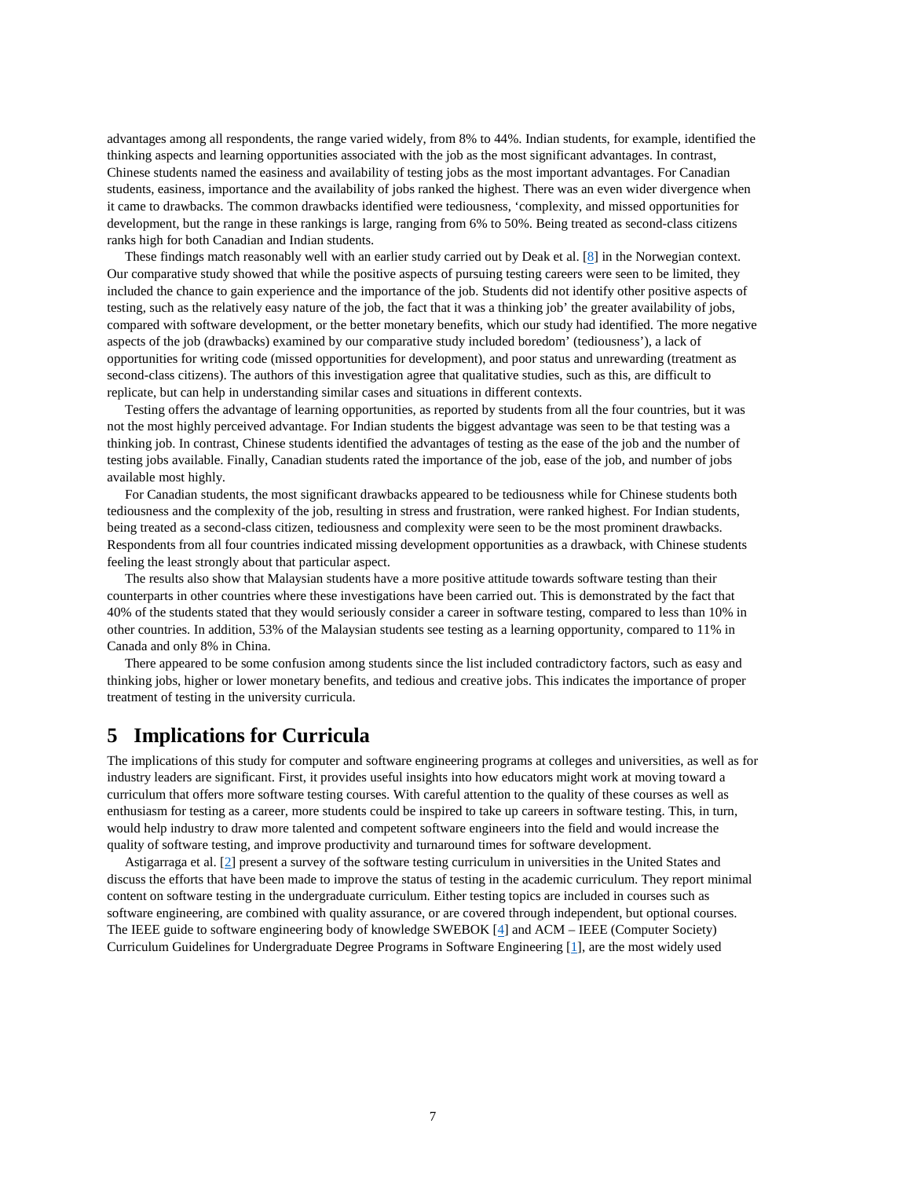advantages among all respondents, the range varied widely, from 8% to 44%. Indian students, for example, identified the thinking aspects and learning opportunities associated with the job as the most significant advantages. In contrast, Chinese students named the easiness and availability of testing jobs as the most important advantages. For Canadian students, easiness, importance and the availability of jobs ranked the highest. There was an even wider divergence when it came to drawbacks. The common drawbacks identified were tediousness, 'complexity, and missed opportunities for development, but the range in these rankings is large, ranging from 6% to 50%. Being treated as second-class citizens ranks high for both Canadian and Indian students.

These findings match reasonably well with an earlier study carried out by Deak et al. [8] in the Norwegian context. Our comparative study showed that while the positive aspects of pursuing testing careers were seen to be limited, they included the chance to gain experience and the importance of the job. Students did not identify other positive aspects of testing, such as the relatively easy nature of the job, the fact that it was a thinking job' the greater availability of jobs, compared with software development, or the better monetary benefits, which our study had identified. The more negative aspects of the job (drawbacks) examined by our comparative study included boredom' (tediousness'), a lack of opportunities for writing code (missed opportunities for development), and poor status and unrewarding (treatment as second-class citizens). The authors of this investigation agree that qualitative studies, such as this, are difficult to replicate, but can help in understanding similar cases and situations in different contexts.

Testing offers the advantage of learning opportunities, as reported by students from all the four countries, but it was not the most highly perceived advantage. For Indian students the biggest advantage was seen to be that testing was a thinking job. In contrast, Chinese students identified the advantages of testing as the ease of the job and the number of testing jobs available. Finally, Canadian students rated the importance of the job, ease of the job, and number of jobs available most highly.

For Canadian students, the most significant drawbacks appeared to be tediousness while for Chinese students both tediousness and the complexity of the job, resulting in stress and frustration, were ranked highest. For Indian students, being treated as a second-class citizen, tediousness and complexity were seen to be the most prominent drawbacks. Respondents from all four countries indicated missing development opportunities as a drawback, with Chinese students feeling the least strongly about that particular aspect.

The results also show that Malaysian students have a more positive attitude towards software testing than their counterparts in other countries where these investigations have been carried out. This is demonstrated by the fact that 40% of the students stated that they would seriously consider a career in software testing, compared to less than 10% in other countries. In addition, 53% of the Malaysian students see testing as a learning opportunity, compared to 11% in Canada and only 8% in China.

There appeared to be some confusion among students since the list included contradictory factors, such as easy and thinking jobs, higher or lower monetary benefits, and tedious and creative jobs. This indicates the importance of proper treatment of testing in the university curricula.

# 5 Implications for Curricula

The implications of this study for computer and software engineering programs at colleges and universities, as well as for industry leaders are significant. First, it provides useful insights into how educators might work at moving toward a curriculum that offers more software testing courses. With careful attention to the quality of these courses as well as enthusiasm for testing as a career, more students could be inspired to take up careers in software testing. This, in turn, would help industry to draw more talented and competent software engineers into the field and would increase the quality of software testing, and improve productivity and turnaround times for software development.

Astigarraga et al. [2] present a survey of the software testing curriculum in universities in the United States and discuss the efforts that have been made to improve the status of testing in the academic curriculum. They report minimal content on software testing in the undergraduate curriculum. Either testing topics are included in courses such as software engineering, are combined with quality assurance, or are covered through independent, but optional courses. The IEEE guide to software engineering body of knowledge SWEBOK [4] and ACM – IEEE (Computer Society) Curriculum Guidelines for Undergraduate Degree Programs in Software Engineering [1], are the most widely used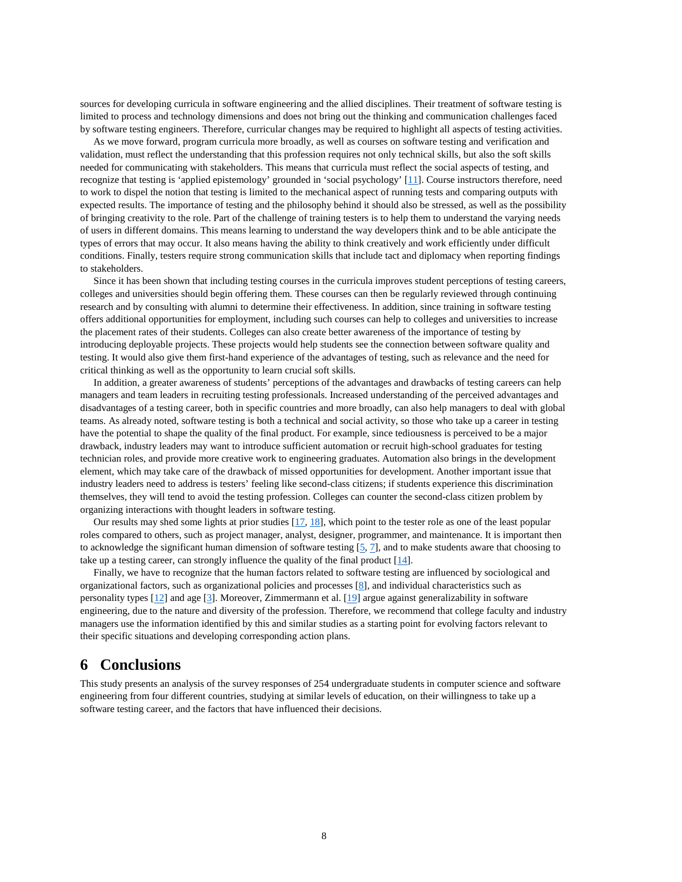sources for developing curricula in software engineering and the allied disciplines. Their treatment of software testing is limited to process and technology dimensions and does not bring out the thinking and communication challenges faced by software testing engineers. Therefore, curricular changes may be required to highlight all aspects of testing activities.

As we move forward, program curricula more broadly, as well as courses on software testing and verification and validation, must reflect the understanding that this profession requires not only technical skills, but also the soft skills needed for communicating with stakeholders. This means that curricula must reflect the social aspects of testing, and recognize that testing is 'applied epistemology' grounded in 'social psychology' [11]. Course instructors therefore, need to work to dispel the notion that testing is limited to the mechanical aspect of running tests and comparing outputs with expected results. The importance of testing and the philosophy behind it should also be stressed, as well as the possibility of bringing creativity to the role. Part of the challenge of training testers is to help them to understand the varying needs of users in different domains. This means learning to understand the way developers think and to be able anticipate the types of errors that may occur. It also means having the ability to think creatively and work efficiently under difficult conditions. Finally, testers require strong communication skills that include tact and diplomacy when reporting findings to stakeholders.

Since it has been shown that including testing courses in the curricula improves student perceptions of testing careers, colleges and universities should begin offering them. These courses can then be regularly reviewed through continuing research and by consulting with alumni to determine their effectiveness. In addition, since training in software testing offers additional opportunities for employment, including such courses can help to colleges and universities to increase the placement rates of their students. Colleges can also create better awareness of the importance of testing by introducing deployable projects. These projects would help students see the connection between software quality and testing. It would also give them first-hand experience of the advantages of testing, such as relevance and the need for critical thinking as well as the opportunity to learn crucial soft skills.

In addition, a greater awareness of students' perceptions of the advantages and drawbacks of testing careers can help managers and team leaders in recruiting testing professionals. Increased understanding of the perceived advantages and disadvantages of a testing career, both in specific countries and more broadly, can also help managers to deal with global teams. As already noted, software testing is both a technical and social activity, so those who take up a career in testing have the potential to shape the quality of the final product. For example, since tediousness is perceived to be a major drawback, industry leaders may want to introduce sufficient automation or recruit high-school graduates for testing technician roles, and provide more creative work to engineering graduates. Automation also brings in the development element, which may take care of the drawback of missed opportunities for development. Another important issue that industry leaders need to address is testers' feeling like second-class citizens; if students experience this discrimination themselves, they will tend to avoid the testing profession. Colleges can counter the second-class citizen problem by organizing interactions with thought leaders in software testing.

Our results may shed some lights at prior studies [17, 18], which point to the tester role as one of the least popular roles compared to others, such as project manager, analyst, designer, programmer, and maintenance. It is important then to acknowledge the significant human dimension of software testing [5, 7], and to make students aware that choosing to take up a testing career, can strongly influence the quality of the final product [14].

Finally, we have to recognize that the human factors related to software testing are influenced by sociological and organizational factors, such as organizational policies and processes [8], and individual characteristics such as personality types [12] and age [3]. Moreover, Zimmermann et al. [19] argue against generalizability in software engineering, due to the nature and diversity of the profession. Therefore, we recommend that college faculty and industry managers use the information identified by this and similar studies as a starting point for evolving factors relevant to their specific situations and developing corresponding action plans.

# 6 Conclusions

This study presents an analysis of the survey responses of 254 undergraduate students in computer science and software engineering from four different countries, studying at similar levels of education, on their willingness to take up a software testing career, and the factors that have influenced their decisions.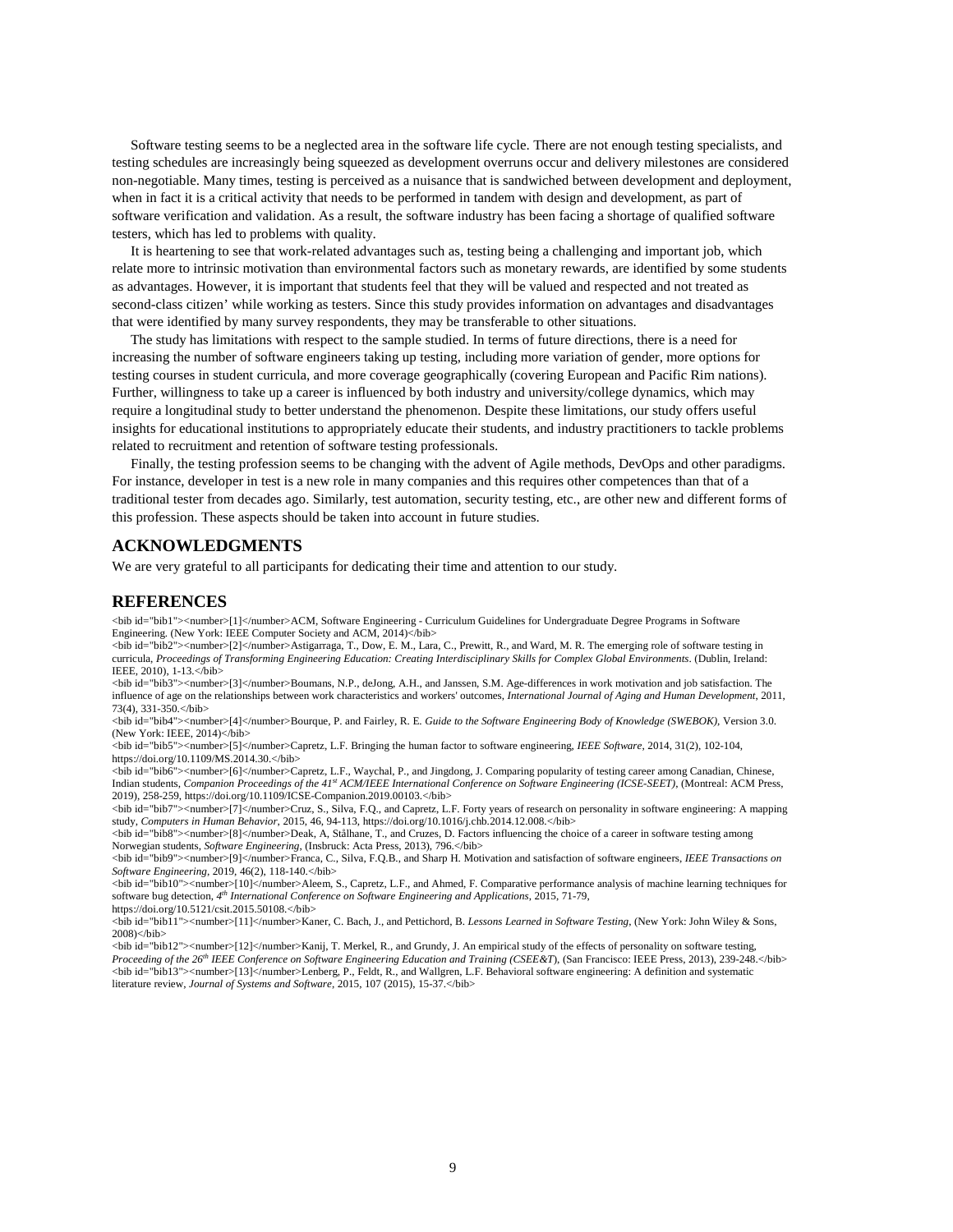Software testing seems to be a neglected area in the software life cycle. There are not enough testing specialists, and testing schedules are increasingly being squeezed as development overruns occur and delivery milestones are considered non-negotiable. Many times, testing is perceived as a nuisance that is sandwiched between development and deployment, when in fact it is a critical activity that needs to be performed in tandem with design and development, as part of software verification and validation. As a result, the software industry has been facing a shortage of qualified software testers, which has led to problems with quality.

It is heartening to see that work-related advantages such as, testing being a challenging and important job, which relate more to intrinsic motivation than environmental factors such as monetary rewards, are identified by some students as advantages. However, it is important that students feel that they will be valued and respected and not treated as second-class citizen' while working as testers. Since this study provides information on advantages and disadvantages that were identified by many survey respondents, they may be transferable to other situations.

The study has limitations with respect to the sample studied. In terms of future directions, there is a need for increasing the number of software engineers taking up testing, including more variation of gender, more options for testing courses in student curricula, and more coverage geographically (covering European and Pacific Rim nations). Further, willingness to take up a career is influenced by both industry and university/college dynamics, which may require a longitudinal study to better understand the phenomenon. Despite these limitations, our study offers useful insights for educational institutions to appropriately educate their students, and industry practitioners to tackle problems related to recruitment and retention of software testing professionals.

Finally, the testing profession seems to be changing with the advent of Agile methods, DevOps and other paradigms. For instance, developer in test is a new role in many companies and this requires other competences than that of a traditional tester from decades ago. Similarly, test automation, security testing, etc., are other new and different forms of this profession. These aspects should be taken into account in future studies.

## ACKNOWLEDGMENTS

We are very grateful to all participants for dedicating their time and attention to our study.

## REFERENCES

[1] ACM, Software Engineering - Curriculum Guidelines for Undergraduate Degree Programs in Software Engineering. (New York: IEEE Computer Society and ACM, 2014)

[2] Astigarraga, T., Dow, E. M., Lara, C., Prewitt, R., and Ward, M. R. The emerging role of software testing in curricula, *Proceedings of Transforming Engineering Education: Creating Interdisciplinary Skills for Complex Global Environments*. (Dublin, Ireland: IEEE, 2010), 1-13.

[3] Boumans, N.P., deJong, A.H., and Janssen, S.M. Age-differences in work motivation and job satisfaction. The influence of age on the relationships between work characteristics and workers' outcomes, *International Journal of Aging and Human Development*, 2011, 73(4), 331-350.

[4] Bourque, P. and Fairley, R. E. *Guide to the Software Engineering Body of Knowledge (SWEBOK)*, Version 3.0. (New York: IEEE, 2014)

[5] Capretz, L.F. Bringing the human factor to software engineering, *IEEE Software*, 2014, 31(2), 102-104, https://doi.org/10.1109/MS.2014.30.

[6] Capretz, L.F., Waychal, P., and Jingdong, J. Comparing popularity of testing career among Canadian, Chinese, Indian students, *Companion Proceedings of the 41st ACM/IEEE International Conference on Software Engineering (ICSE-SEET)*, (Montreal: ACM Press, 2019), 258-259, https://doi.org/10.1109/ICSE-Companion.2019.00103.

[7] Cruz, S., Silva, F.Q., and Capretz, L.F. Forty years of research on personality in software engineering: A mapping study, *Computers in Human Behavior*, 2015, 46, 94-113, https://doi.org/10.1016/j.chb.2014.12.008.

[8] Deak, A, Stålhane, T., and Cruzes, D. Factors influencing the choice of a career in software testing among Norwegian students, *Software Engineering*, (Insbruck: Acta Press, 2013), 796.

[9] Franca, C., Silva, F.Q.B., and Sharp H. Motivation and satisfaction of software engineers, *IEEE Transactions on Software Engineering*, 2019, 46(2), 118-140.

[10] Aleem, S., Capretz, L.F., and Ahmed, F. Comparative performance analysis of machine learning techniques for software bug detection, *4th International Conference on Software Engineering and Applications*, 2015, 71-79, https://doi.org/10.5121/csit.2015.50108.

[11] Kaner, C. Bach, J., and Pettichord, B. *Lessons Learned in Software Testing*, (New York: John Wiley & Sons, 2008)

[12] Kanij, T. Merkel, R., and Grundy, J. An empirical study of the effects of personality on software testing, *Proceeding of the 26th IEEE Conference on Software Engineering Education and Training (CSEE&T)*, (San Francisco: IEEE Press, 2013), 239-248.

[13] Lenberg, P., Feldt, R., and Wallgren, L.F. Behavioral software engineering: A definition and systematic literature review, *Journal of Systems and Software*, 2015, 107 (2015), 15-37.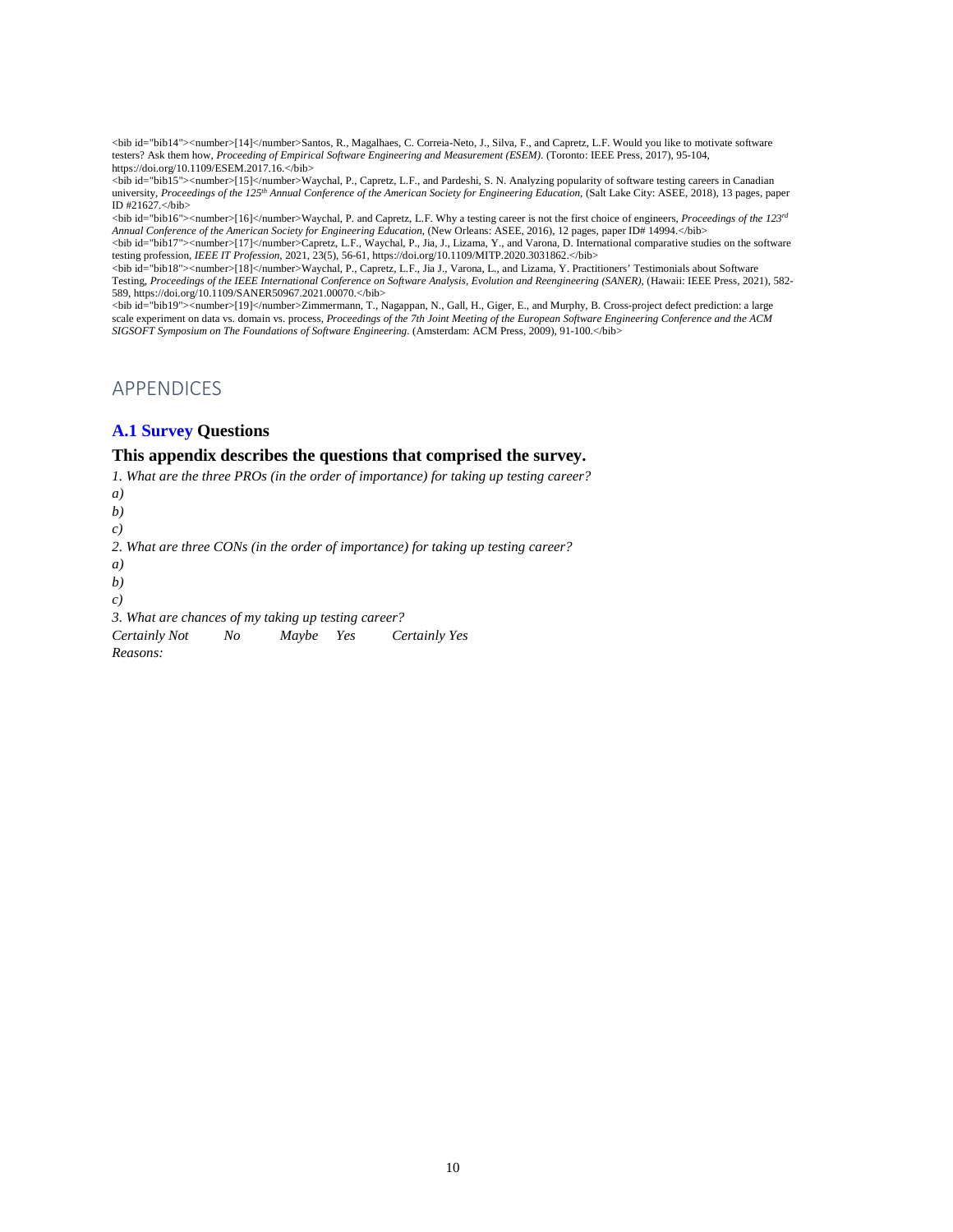<bib id="bib14"><number>[14]</number>Santos, R., Magalhaes, C. Correia-Neto, J., Silva, F., and Capretz, L.F. Would you like to motivate software testers? Ask them how, *Proceeding of Empirical Software Engineering and Measurement (ESEM)*. (Toronto: IEEE Press, 2017), 95-104, https://doi.org/10.1109/ESEM.2017.16.</bib>

<bib id="bib15"><number>[15]</number>Waychal, P., Capretz, L.F., and Pardeshi, S. N. Analyzing popularity of software testing careers in Canadian university, *Proceedings of the 125th Annual Conference of the American Society for Engineering Education*, (Salt Lake City: ASEE, 2018), 13 pages, paper ID #21627.</bib>

<bib id="bib16"><number>[16]</number>Waychal, P. and Capretz, L.F. Why a testing career is not the first choice of engineers, *Proceedings of the 123rd Annual Conference of the American Society for Engineering Education*, (New Orleans: ASEE, 2016), 12 pages, paper ID# 14994.</bib>

<bib id="bib17"><number>[17]</number>Capretz, L.F., Waychal, P., Jia, J., Lizama, Y., and Varona, D. International comparative studies on the software testing profession, *IEEE IT Profession*, 2021, 23(5), 56-61, https://doi.org/10.1109/MITP.2020.3031862.</bib>

<bib id="bib18"><number>[18]</number>Waychal, P., Capretz, L.F., Jia J., Varona, L., and Lizama, Y. Practitioners' Testimonials about Software Testing, *Proceedings of the IEEE International Conference on Software Analysis, Evolution and Reengineering (SANER)*, (Hawaii: IEEE Press, 2021), 582-589, https://doi.org/10.1109/SANER50967.2021.00070.</bib>

<bib id="bib19"><number>[19]</number>Zimmermann, T., Nagappan, N., Gall, H., Giger, E., and Murphy, B. Cross-project defect prediction: a large scale experiment on data vs. domain vs. process, *Proceedings of the 7th Joint Meeting of the European Software Engineering Conference and the ACM SIGSOFT Symposium on The Foundations of Software Engineering*. (Amsterdam: ACM Press, 2009), 91-100.</bib>

# APPENDICES

## A.1 Survey Questions

## This appendix describes the questions that comprised the survey.

*1. What are the three PROs (in the order of importance) for taking up testing career?*

*a)*

*b)*

*c)*

*2. What are three CONs (in the order of importance) for taking up testing career?*

*a)*

*b)*

*c)*

*3. What are chances of my taking up testing career?*

*Certainly Not No Maybe Yes Certainly Yes*

*Reasons:*